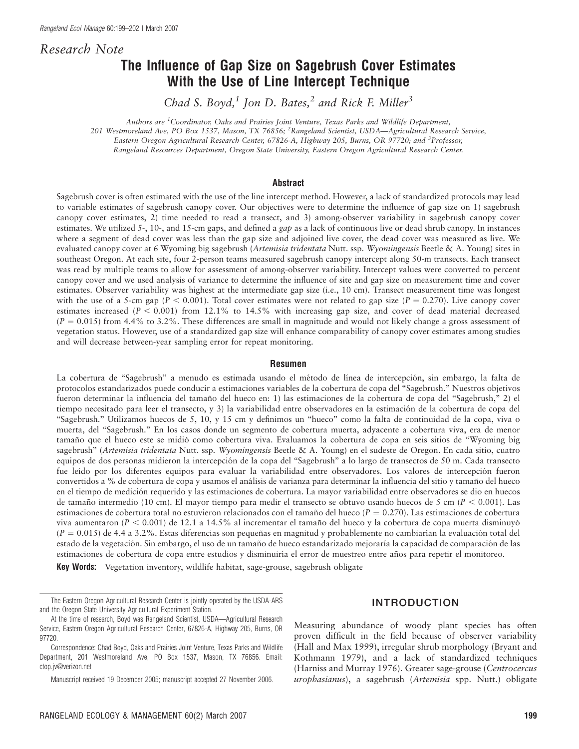*Research Note*

# The Influence of Gap Size on Sagebrush Cover Estimates With the Use of Line Intercept Technique

*Chad S. Boyd,[1] Jon D. Bates,[2] and Rick F. Miller[3]*

*Authors are [1]Coordinator, Oaks and Prairies Joint Venture, Texas Parks and Wildlife Department, 201 Westmoreland Ave, PO Box 1537, Mason, TX 76856; [2]Rangeland Scientist, USDA—Agricultural Research Service, Eastern Oregon Agricultural Research Center, 67826-A, Highway 205, Burns, OR 97720; and [3]Professor, Rangeland Resources Department, Oregon State University, Eastern Oregon Agricultural Research Center.*

## Abstract

Sagebrush cover is often estimated with the use of the line intercept method. However, a lack of standardized protocols may lead to variable estimates of sagebrush canopy cover. Our objectives were to determine the influence of gap size on 1) sagebrush canopy cover estimates, 2) time needed to read a transect, and 3) among-observer variability in sagebrush canopy cover estimates. We utilized 5-, 10-, and 15-cm gaps, and defined a *gap* as a lack of continuous live or dead shrub canopy. In instances where a segment of dead cover was less than the gap size and adjoined live cover, the dead cover was measured as live. We evaluated canopy cover at 6 Wyoming big sagebrush (*Artemisia tridentata* Nutt. ssp. *Wyomingensis* Beetle & A. Young) sites in southeast Oregon. At each site, four 2-person teams measured sagebrush canopy intercept along 50-m transects. Each transect was read by multiple teams to allow for assessment of among-observer variability. Intercept values were converted to percent canopy cover and we used analysis of variance to determine the influence of site and gap size on measurement time and cover estimates. Observer variability was highest at the intermediate gap size (i.e., 10 cm). Transect measurement time was longest with the use of a 5-cm gap ($P < 0.001$). Total cover estimates were not related to gap size ($P = 0.270$). Live canopy cover estimates increased ($P < 0.001$) from 12.1% to 14.5% with increasing gap size, and cover of dead material decreased ($P = 0.015$) from 4.4% to 3.2%. These differences are small in magnitude and would not likely change a gross assessment of vegetation status. However, use of a standardized gap size will enhance comparability of canopy cover estimates among studies and will decrease between-year sampling error for repeat monitoring.

## Resumen

La cobertura de "Sagebrush" a menudo es estimada usando el método de línea de intercepción, sin embargo, la falta de protocolos estandarizados puede conducir a estimaciones variables de la cobertura de copa del "Sagebrush." Nuestros objetivos fueron determinar la influencia del tamaño del hueco en: 1) las estimaciones de la cobertura de copa del "Sagebrush," 2) el tiempo necesitado para leer el transecto, y 3) la variabilidad entre observadores en la estimación de la cobertura de copa del "Sagebrush." Utilizamos huecos de 5, 10, y 15 cm y definimos un "hueco" como la falta de continuidad de la copa, viva o muerta, del "Sagebrush." En los casos donde un segmento de cobertura muerta, adyacente a cobertura viva, era de menor tamaño que el hueco este se midió como cobertura viva. Evaluamos la cobertura de copa en seis sitios de "Wyoming big sagebrush" (*Artemisia tridentata* Nutt. ssp. *Wyomingensis* Beetle & A. Young) en el sudeste de Oregon. En cada sitio, cuatro equipos de dos personas midieron la intercepción de la copa del "Sagebrush" a lo largo de transectos de 50 m. Cada transecto fue leído por los diferentes equipos para evaluar la variabilidad entre observadores. Los valores de intercepción fueron convertidos a % de cobertura de copa y usamos el análisis de varianza para determinar la influencia del sitio y tamaño del hueco en el tiempo de medición requerido y las estimaciones de cobertura. La mayor variabilidad entre observadores se dio en huecos de tamaño intermedio (10 cm). El mayor tiempo para medir el transecto se obtuvo usando huecos de 5 cm ($P < 0.001$). Las estimaciones de cobertura total no estuvieron relacionados con el tamaño del hueco ($P = 0.270$). Las estimaciones de cobertura viva aumentaron ($P < 0.001$) de 12.1 a 14.5% al incrementar el tamaño del hueco y la cobertura de copa muerta disminuyó ($P = 0.015$) de 4.4 a 3.2%. Estas diferencias son pequeñas en magnitud y probablemente no cambiarían la evaluación total del estado de la vegetación. Sin embargo, el uso de un tamaño de hueco estandarizado mejoraría la capacidad de comparación de las estimaciones de cobertura de copa entre estudios y disminuiría el error de muestreo entre años para repetir el monitoreo.

**Key Words:** Vegetation inventory, wildlife habitat, sage-grouse, sagebrush obligate

The Eastern Oregon Agricultural Research Center is jointly operated by the USDA-ARS and the Oregon State University Agricultural Experiment Station.

At the time of research, Boyd was Rangeland Scientist, USDA—Agricultural Research Service, Eastern Oregon Agricultural Research Center, 67826-A, Highway 205, Burns, OR 97720.

Correspondence: Chad Boyd, Oaks and Prairies Joint Venture, Texas Parks and Wildlife Department, 201 Westmoreland Ave, PO Box 1537, Mason, TX 76856. Email: ctop.jv@verizon.net

Manuscript received 19 December 2005; manuscript accepted 27 November 2006.

## INTRODUCTION

Measuring abundance of woody plant species has often proven difficult in the field because of observer variability (Hall and Max 1999), irregular shrub morphology (Bryant and Kothmann 1979), and a lack of standardized techniques (Harniss and Murray 1976). Greater sage-grouse (*Centrocercus urophasianus*), a sagebrush (*Artemisia* spp. Nutt.) obligate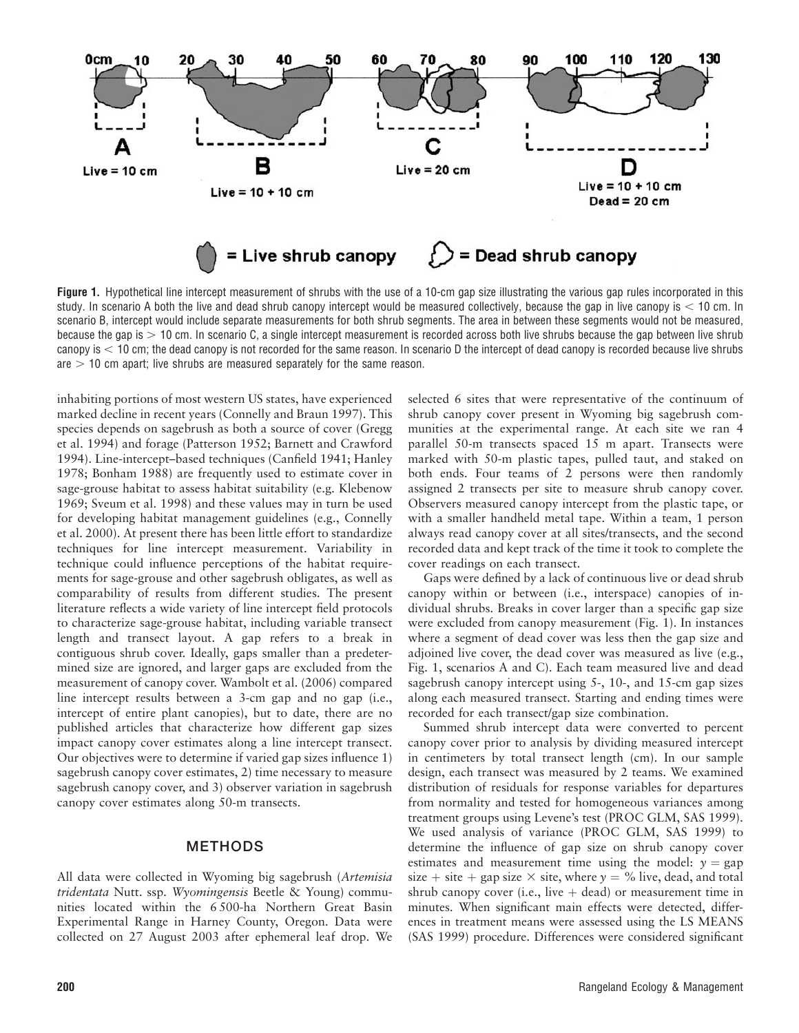**Figure 1.** Hypothetical line intercept measurement of shrubs with the use of a 10-cm gap size illustrating the various gap rules incorporated in this study. In scenario A both the live and dead shrub canopy intercept would be measured collectively, because the gap in live canopy is < 10 cm. In scenario B, intercept would include separate measurements for both shrub segments. The area in between these segments would not be measured, because the gap is > 10 cm. In scenario C, a single intercept measurement is recorded across both live shrubs because the gap between live shrub canopy is < 10 cm; the dead canopy is not recorded for the same reason. In scenario D the intercept of dead canopy is recorded because live shrubs are > 10 cm apart; live shrubs are measured separately for the same reason.

inhabiting portions of most western US states, have experienced marked decline in recent years (Connelly and Braun 1997). This species depends on sagebrush as both a source of cover (Gregg et al. 1994) and forage (Patterson 1952; Barnett and Crawford 1994). Line-intercept–based techniques (Canfield 1941; Hanley 1978; Bonham 1988) are frequently used to estimate cover in sage-grouse habitat to assess habitat suitability (e.g. Klebenow 1969; Sveum et al. 1998) and these values may in turn be used for developing habitat management guidelines (e.g., Connelly et al. 2000). At present there has been little effort to standardize techniques for line intercept measurement. Variability in technique could influence perceptions of the habitat requirements for sage-grouse and other sagebrush obligates, as well as comparability of results from different studies. The present literature reflects a wide variety of line intercept field protocols to characterize sage-grouse habitat, including variable transect length and transect layout. A gap refers to a break in contiguous shrub cover. Ideally, gaps smaller than a predetermined size are ignored, and larger gaps are excluded from the measurement of canopy cover. Wambolt et al. (2006) compared line intercept results between a 3-cm gap and no gap (i.e., intercept of entire plant canopies), but to date, there are no published articles that characterize how different gap sizes impact canopy cover estimates along a line intercept transect. Our objectives were to determine if varied gap sizes influence 1) sagebrush canopy cover estimates, 2) time necessary to measure sagebrush canopy cover, and 3) observer variation in sagebrush canopy cover estimates along 50-m transects.

## METHODS

All data were collected in Wyoming big sagebrush (*Artemisia tridentata* Nutt. ssp. *Wyomingensis* Beetle & Young) communities located within the 6 500-ha Northern Great Basin Experimental Range in Harney County, Oregon. Data were collected on 27 August 2003 after ephemeral leaf drop. We selected 6 sites that were representative of the continuum of shrub canopy cover present in Wyoming big sagebrush communities at the experimental range. At each site we ran 4 parallel 50-m transects spaced 15 m apart. Transects were marked with 50-m plastic tapes, pulled taut, and staked on both ends. Four teams of 2 persons were then randomly assigned 2 transects per site to measure shrub canopy cover. Observers measured canopy intercept from the plastic tape, or with a smaller handheld metal tape. Within a team, 1 person always read canopy cover at all sites/transects, and the second recorded data and kept track of the time it took to complete the cover readings on each transect.

Gaps were defined by a lack of continuous live or dead shrub canopy within or between (i.e., interspace) canopies of individual shrubs. Breaks in cover larger than a specific gap size were excluded from canopy measurement (Fig. 1). In instances where a segment of dead cover was less then the gap size and adjoined live cover, the dead cover was measured as live (e.g., Fig. 1, scenarios A and C). Each team measured live and dead sagebrush canopy intercept using 5-, 10-, and 15-cm gap sizes along each measured transect. Starting and ending times were recorded for each transect/gap size combination.

Summed shrub intercept data were converted to percent canopy cover prior to analysis by dividing measured intercept in centimeters by total transect length (cm). In our sample design, each transect was measured by 2 teams. We examined distribution of residuals for response variables for departures from normality and tested for homogeneous variances among treatment groups using Levene's test (PROC GLM, SAS 1999). We used analysis of variance (PROC GLM, SAS 1999) to determine the influence of gap size on shrub canopy cover estimates and measurement time using the model: $y$ = gap size + site + gap size × site, where $y$ = % live, dead, and total shrub canopy cover (i.e., live + dead) or measurement time in minutes. When significant main effects were detected, differences in treatment means were assessed using the LS MEANS (SAS 1999) procedure. Differences were considered significant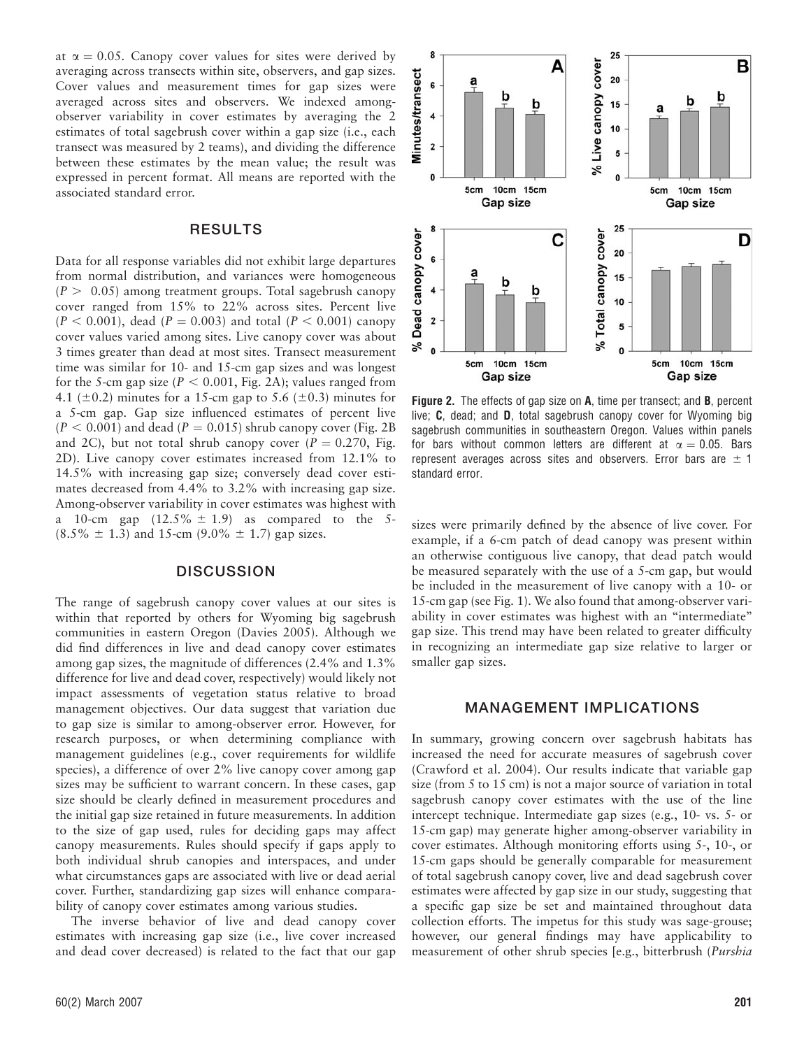at $\alpha = 0.05$. Canopy cover values for sites were derived by averaging across transects within site, observers, and gap sizes. Cover values and measurement times for gap sizes were averaged across sites and observers. We indexed among-observer variability in cover estimates by averaging the 2 estimates of total sagebrush cover within a gap size (i.e., each transect was measured by 2 teams), and dividing the difference between these estimates by the mean value; the result was expressed in percent format. All means are reported with the associated standard error.

## RESULTS

Data for all response variables did not exhibit large departures from normal distribution, and variances were homogeneous ($P > 0.05$) among treatment groups. Total sagebrush canopy cover ranged from 15% to 22% across sites. Percent live ($P < 0.001$), dead ($P = 0.003$) and total ($P < 0.001$) canopy cover values varied among sites. Live canopy cover was about 3 times greater than dead at most sites. Transect measurement time was similar for 10- and 15-cm gap sizes and was longest for the 5-cm gap size ($P < 0.001$, Fig. 2A); values ranged from 4.1 ($\pm 0.2$) minutes for a 15-cm gap to 5.6 ($\pm 0.3$) minutes for a 5-cm gap. Gap size influenced estimates of percent live ($P < 0.001$) and dead ($P = 0.015$) shrub canopy cover (Fig. 2B and 2C), but not total shrub canopy cover ($P = 0.270$, Fig. 2D). Live canopy cover estimates increased from 12.1% to 14.5% with increasing gap size; conversely dead cover estimates decreased from 4.4% to 3.2% with increasing gap size. Among-observer variability in cover estimates was highest with a 10-cm gap (12.5% $\pm$ 1.9) as compared to the 5- (8.5% $\pm$ 1.3) and 15-cm (9.0% $\pm$ 1.7) gap sizes.

**Figure 2.** The effects of gap size on **A**, time per transect; and **B**, percent live; **C**, dead; and **D**, total sagebrush canopy cover for Wyoming big sagebrush communities in southeastern Oregon. Values within panels for bars without common letters are different at $\alpha = 0.05$. Bars represent averages across sites and observers. Error bars are $\pm$ 1 standard error.

## DISCUSSION

The range of sagebrush canopy cover values at our sites is within that reported by others for Wyoming big sagebrush communities in eastern Oregon (Davies 2005). Although we did find differences in live and dead canopy cover estimates among gap sizes, the magnitude of differences (2.4% and 1.3% difference for live and dead cover, respectively) would likely not impact assessments of vegetation status relative to broad management objectives. Our data suggest that variation due to gap size is similar to among-observer error. However, for research purposes, or when determining compliance with management guidelines (e.g., cover requirements for wildlife species), a difference of over 2% live canopy cover among gap sizes may be sufficient to warrant concern. In these cases, gap size should be clearly defined in measurement procedures and the initial gap size retained in future measurements. In addition to the size of gap used, rules for deciding gaps may affect canopy measurements. Rules should specify if gaps apply to both individual shrub canopies and interspaces, and under what circumstances gaps are associated with live or dead aerial cover. Further, standardizing gap sizes will enhance comparability of canopy cover estimates among various studies.

The inverse behavior of live and dead canopy cover estimates with increasing gap size (i.e., live cover increased and dead cover decreased) is related to the fact that our gap sizes were primarily defined by the absence of live cover. For example, if a 6-cm patch of dead canopy was present within an otherwise contiguous live canopy, that dead patch would be measured separately with the use of a 5-cm gap, but would be included in the measurement of live canopy with a 10- or 15-cm gap (see Fig. 1). We also found that among-observer variability in cover estimates was highest with an "intermediate" gap size. This trend may have been related to greater difficulty in recognizing an intermediate gap size relative to larger or smaller gap sizes.

## MANAGEMENT IMPLICATIONS

In summary, growing concern over sagebrush habitats has increased the need for accurate measures of sagebrush cover (Crawford et al. 2004). Our results indicate that variable gap size (from 5 to 15 cm) is not a major source of variation in total sagebrush canopy cover estimates with the use of the line intercept technique. Intermediate gap sizes (e.g., 10- vs. 5- or 15-cm gap) may generate higher among-observer variability in cover estimates. Although monitoring efforts using 5-, 10-, or 15-cm gaps should be generally comparable for measurement of total sagebrush canopy cover, live and dead sagebrush cover estimates were affected by gap size in our study, suggesting that a specific gap size be set and maintained throughout data collection efforts. The impetus for this study was sage-grouse; however, our general findings may have applicability to measurement of other shrub species [e.g., bitterbrush (*Purshia*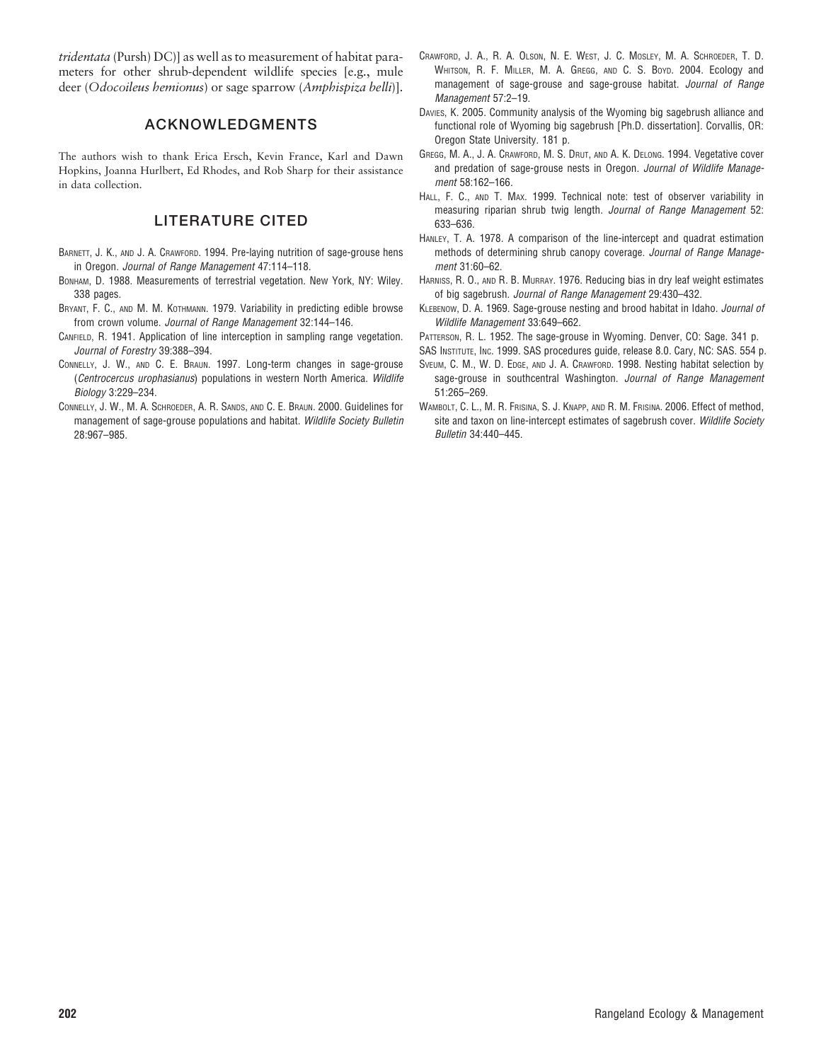*tridentata* (Pursh) DC)] as well as to measurement of habitat parameters for other shrub-dependent wildlife species [e.g., mule deer (*Odocoileus hemionus*) or sage sparrow (*Amphispiza belli*)].

## ACKNOWLEDGMENTS

The authors wish to thank Erica Ersch, Kevin France, Karl and Dawn Hopkins, Joanna Hurlbert, Ed Rhodes, and Rob Sharp for their assistance in data collection.

## LITERATURE CITED

Barnett, J. K., and J. A. Crawford. 1994. Pre-laying nutrition of sage-grouse hens in Oregon. *Journal of Range Management* 47:114–118.

Bonham, D. 1988. Measurements of terrestrial vegetation. New York, NY: Wiley. 338 pages.

Bryant, F. C., and M. M. Kothmann. 1979. Variability in predicting edible browse from crown volume. *Journal of Range Management* 32:144–146.

Canfield, R. 1941. Application of line interception in sampling range vegetation. *Journal of Forestry* 39:388–394.

Connelly, J. W., and C. E. Braun. 1997. Long-term changes in sage-grouse (*Centrocercus urophasianus*) populations in western North America. *Wildlife Biology* 3:229–234.

Connelly, J. W., M. A. Schroeder, A. R. Sands, and C. E. Braun. 2000. Guidelines for management of sage-grouse populations and habitat. *Wildlife Society Bulletin* 28:967–985.

Crawford, J. A., R. A. Olson, N. E. West, J. C. Mosley, M. A. Schroeder, T. D. Whitson, R. F. Miller, M. A. Gregg, and C. S. Boyd. 2004. Ecology and management of sage-grouse and sage-grouse habitat. *Journal of Range Management* 57:2–19.

Davies, K. 2005. Community analysis of the Wyoming big sagebrush alliance and functional role of Wyoming big sagebrush [Ph.D. dissertation]. Corvallis, OR: Oregon State University. 181 p.

Gregg, M. A., J. A. Crawford, M. S. Drut, and A. K. DeLong. 1994. Vegetative cover and predation of sage-grouse nests in Oregon. *Journal of Wildlife Management* 58:162–166.

Hall, F. C., and T. Max. 1999. Technical note: test of observer variability in measuring riparian shrub twig length. *Journal of Range Management* 52: 633–636.

Hanley, T. A. 1978. A comparison of the line-intercept and quadrat estimation methods of determining shrub canopy coverage. *Journal of Range Management* 31:60–62.

Harniss, R. O., and R. B. Murray. 1976. Reducing bias in dry leaf weight estimates of big sagebrush. *Journal of Range Management* 29:430–432.

Klebenow, D. A. 1969. Sage-grouse nesting and brood habitat in Idaho. *Journal of Wildlife Management* 33:649–662.

Patterson, R. L. 1952. The sage-grouse in Wyoming. Denver, CO: Sage. 341 p.

SAS Institute, Inc. 1999. SAS procedures guide, release 8.0. Cary, NC: SAS. 554 p.

Sveum, C. M., W. D. Edge, and J. A. Crawford. 1998. Nesting habitat selection by sage-grouse in southcentral Washington. *Journal of Range Management* 51:265–269.

Wambolt, C. L., M. R. Frisina, S. J. Knapp, and R. M. Frisina. 2006. Effect of method, site and taxon on line-intercept estimates of sagebrush cover. *Wildlife Society Bulletin* 34:440–445.